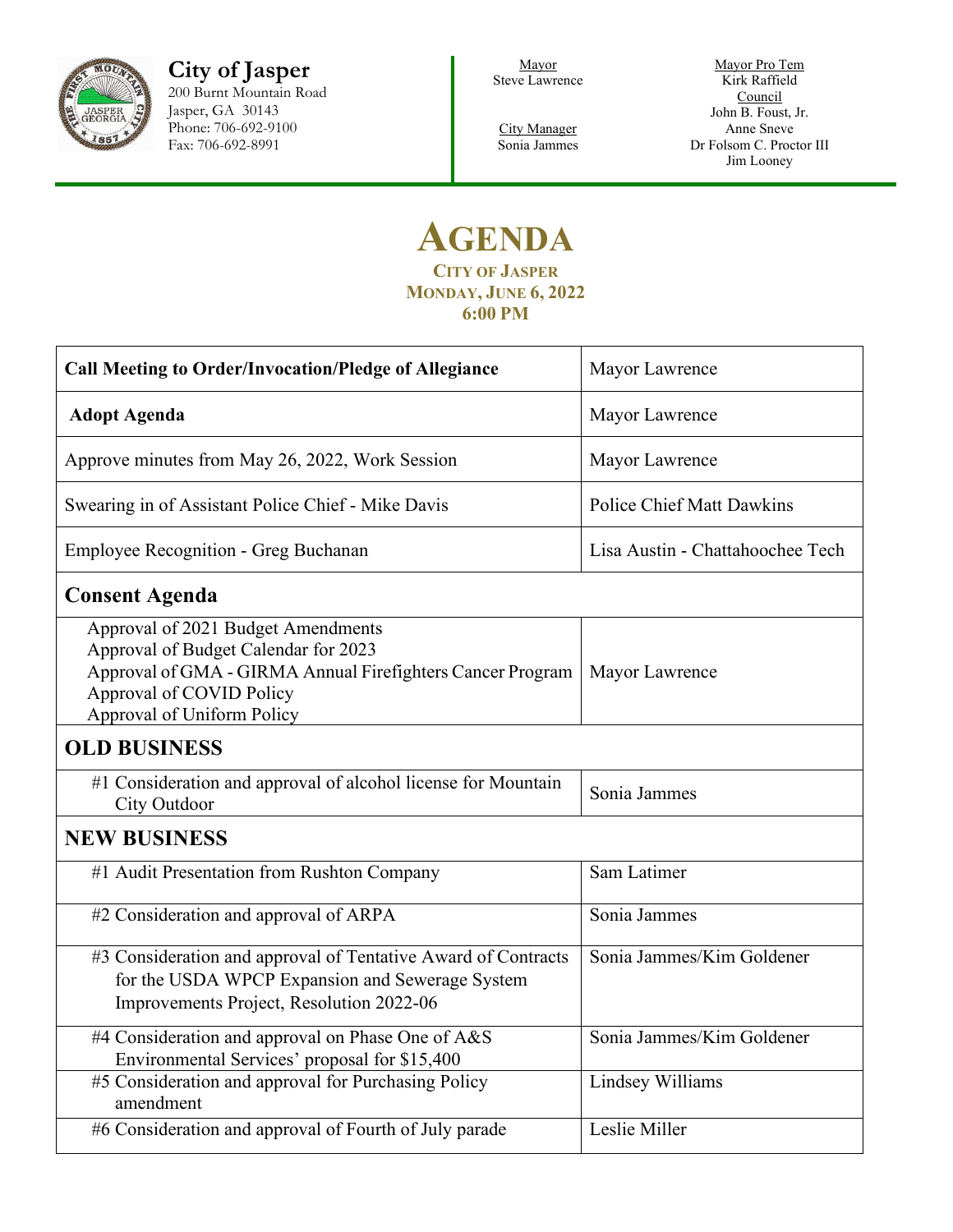**City of Jasper**
200 Burnt Mountain Road
Jasper, GA 30143
Phone: 706-692-9100
Fax: 706-692-8991

Mayor
Steve Lawrence

City Manager
Sonia Jammes

Mayor Pro Tem
Kirk Raffield

Council
John B. Foust, Jr.
Anne Sneve
Dr Folsom C. Proctor III
Jim Looney

# AGENDA

**CITY OF JASPER**
**MONDAY, JUNE 6, 2022**
**6:00 PM**

| | |
|---|---|
| **Call Meeting to Order/Invocation/Pledge of Allegiance** | Mayor Lawrence |
| **Adopt Agenda** | Mayor Lawrence |
| Approve minutes from May 26, 2022, Work Session | Mayor Lawrence |
| Swearing in of Assistant Police Chief - Mike Davis | Police Chief Matt Dawkins |
| Employee Recognition - Greg Buchanan | Lisa Austin - Chattahoochee Tech |
| **Consent Agenda** | |
| Approval of 2021 Budget Amendments<br>Approval of Budget Calendar for 2023<br>Approval of GMA - GIRMA Annual Firefighters Cancer Program<br>Approval of COVID Policy<br>Approval of Uniform Policy | Mayor Lawrence |
| **OLD BUSINESS** | |
| #1 Consideration and approval of alcohol license for Mountain City Outdoor | Sonia Jammes |
| **NEW BUSINESS** | |
| #1 Audit Presentation from Rushton Company | Sam Latimer |
| #2 Consideration and approval of ARPA | Sonia Jammes |
| #3 Consideration and approval of Tentative Award of Contracts for the USDA WPCP Expansion and Sewerage System Improvements Project, Resolution 2022-06 | Sonia Jammes/Kim Goldener |
| #4 Consideration and approval on Phase One of A&S Environmental Services' proposal for $15,400 | Sonia Jammes/Kim Goldener |
| #5 Consideration and approval for Purchasing Policy amendment | Lindsey Williams |
| #6 Consideration and approval of Fourth of July parade | Leslie Miller |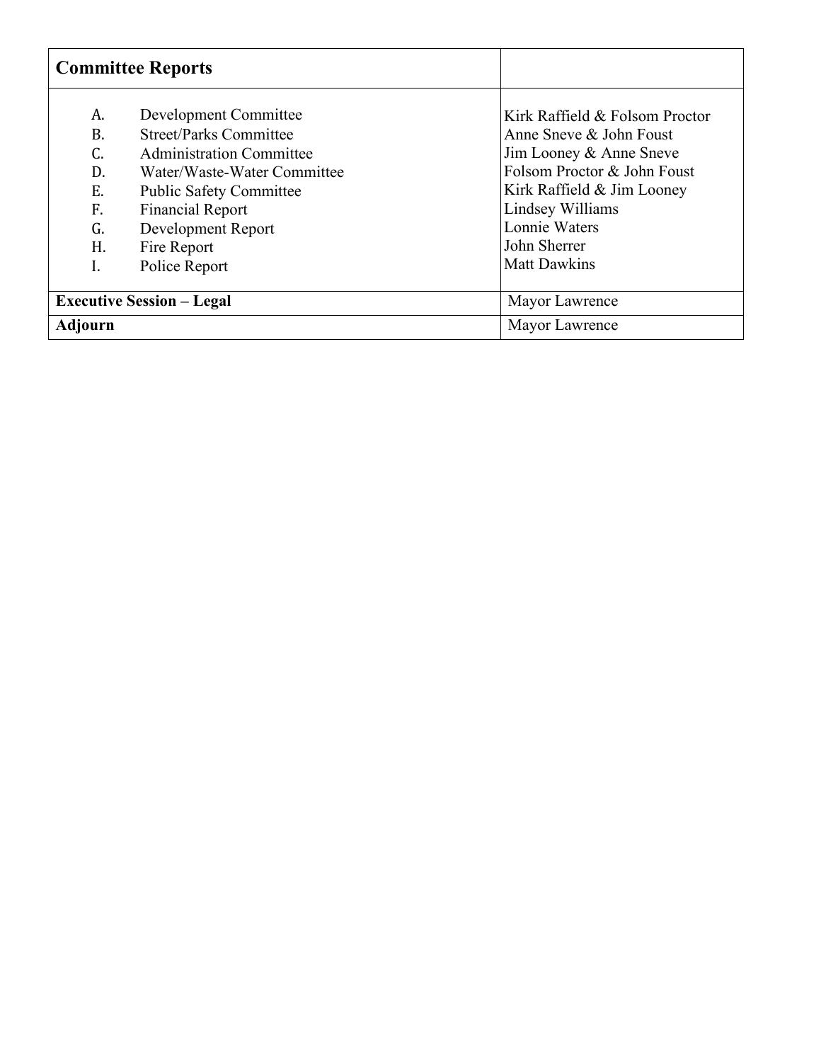| Committee Reports | |
|---|---|
| A. Development Committee<br>B. Street/Parks Committee<br>C. Administration Committee<br>D. Water/Waste-Water Committee<br>E. Public Safety Committee<br>F. Financial Report<br>G. Development Report<br>H. Fire Report<br>I. Police Report | Kirk Raffield & Folsom Proctor<br>Anne Sneve & John Foust<br>Jim Looney & Anne Sneve<br>Folsom Proctor & John Foust<br>Kirk Raffield & Jim Looney<br>Lindsey Williams<br>Lonnie Waters<br>John Sherrer<br>Matt Dawkins |
| **Executive Session – Legal** | Mayor Lawrence |
| **Adjourn** | Mayor Lawrence |